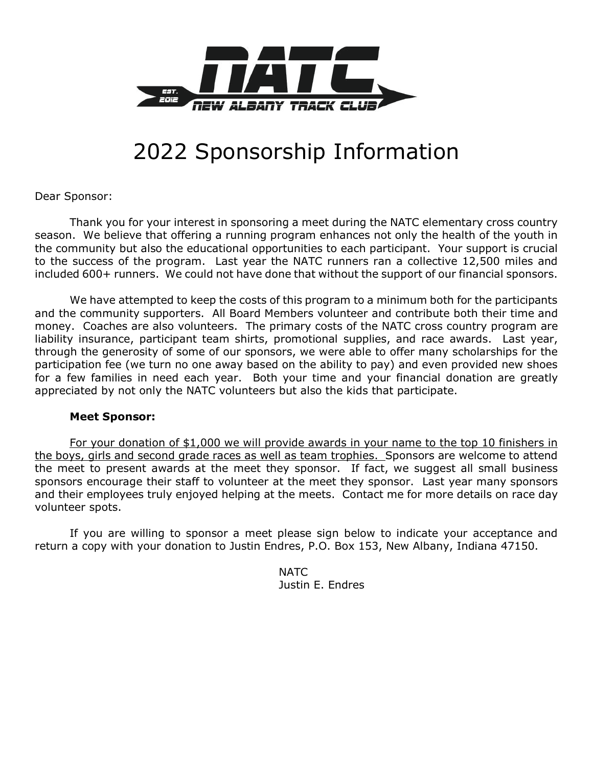NATC

EST. 2012

NEW ALBANY TRACK CLUB

# 2022 Sponsorship Information

Dear Sponsor:

Thank you for your interest in sponsoring a meet during the NATC elementary cross country season. We believe that offering a running program enhances not only the health of the youth in the community but also the educational opportunities to each participant. Your support is crucial to the success of the program. Last year the NATC runners ran a collective 12,500 miles and included 600+ runners. We could not have done that without the support of our financial sponsors.

We have attempted to keep the costs of this program to a minimum both for the participants and the community supporters. All Board Members volunteer and contribute both their time and money. Coaches are also volunteers. The primary costs of the NATC cross country program are liability insurance, participant team shirts, promotional supplies, and race awards. Last year, through the generosity of some of our sponsors, we were able to offer many scholarships for the participation fee (we turn no one away based on the ability to pay) and even provided new shoes for a few families in need each year. Both your time and your financial donation are greatly appreciated by not only the NATC volunteers but also the kids that participate.

**Meet Sponsor:**

<u>For your donation of $1,000 we will provide awards in your name to the top 10 finishers in the boys, girls and second grade races as well as team trophies.</u> Sponsors are welcome to attend the meet to present awards at the meet they sponsor. If fact, we suggest all small business sponsors encourage their staff to volunteer at the meet they sponsor. Last year many sponsors and their employees truly enjoyed helping at the meets. Contact me for more details on race day volunteer spots.

If you are willing to sponsor a meet please sign below to indicate your acceptance and return a copy with your donation to Justin Endres, P.O. Box 153, New Albany, Indiana 47150.

NATC
Justin E. Endres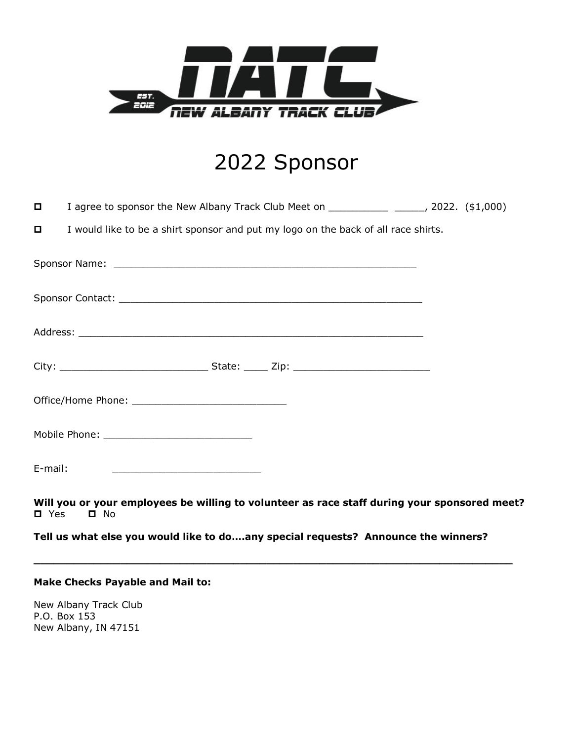NATC

EST. 2012

NEW ALBANY TRACK CLUB

# 2022 Sponsor

- ☐ I agree to sponsor the New Albany Track Club Meet on __________ _____, 2022. ($1,000)
- ☐ I would like to be a shirt sponsor and put my logo on the back of all race shirts.

Sponsor Name: ___________________________________________________

Sponsor Contact: ___________________________________________________

Address: ___________________________________________________________

City: _________________________ State: ____ Zip: _______________________

Office/Home Phone: __________________________

Mobile Phone: _________________________

E-mail: _________________________

**Will you or your employees be willing to volunteer as race staff during your sponsored meet?**
☐ Yes ☐ No

**Tell us what else you would like to do….any special requests? Announce the winners?**

___________________________________________________________________________

**Make Checks Payable and Mail to:**

New Albany Track Club
P.O. Box 153
New Albany, IN 47151